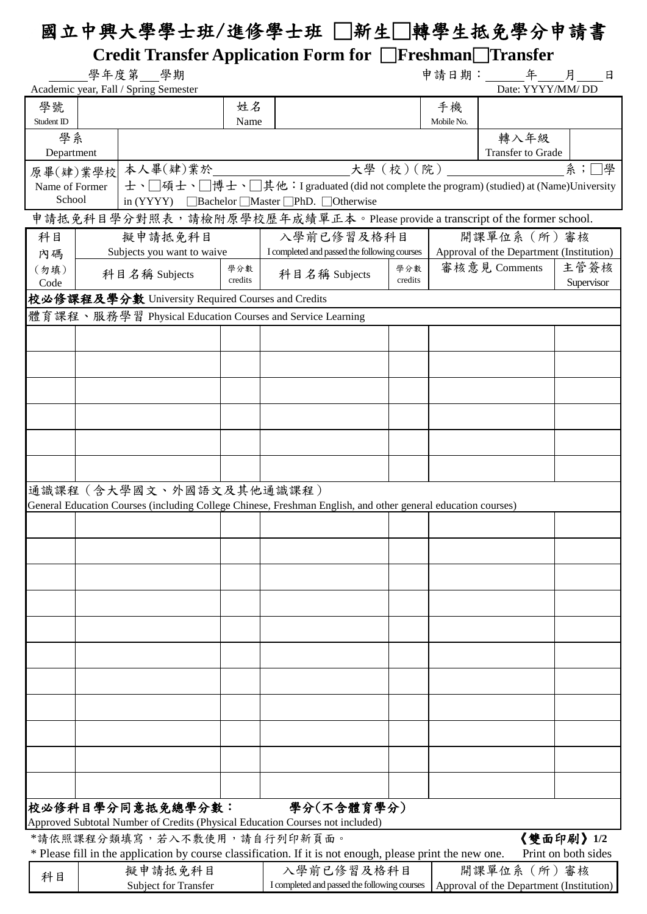# 國立中興大學學士班/進修學士班 □新生□轉學生抵免學分申請書

## Credit Transfer Application Form for □Freshman□Transfer

____學年度第___學期 　　　　　　　　　　　　　　　　　　　申請日期：______年____月____日
Academic year, Fall / Spring Semester 　　　　　　　　　　　　　　　　　　　　　　Date: YYYY/MM/ DD

| | | | | | |
|---|---|---|---|---|---|
| 學號 Student ID | | 姓名 Name | | 手機 Mobile No. | |
| 學系 Department | | | | 轉入年級 Transfer to Grade | |
| 原畢(肄)業學校 Name of Former School | 本人畢(肄)業於____________大學（校）(院)____________系；□學士、□碩士、□博士、□其他：I graduated (did not complete the program) (studied) at (Name)University in (YYYY) □Bachelor □Master □PhD. □Otherwise | | | | |

申請抵免科目學分對照表，請檢附原學校歷年成績單正本。Please provide a transcript of the former school.

| 科目內碼（勿填）Code | 擬申請抵免科目 Subjects you want to waive | | 入學前已修習及格科目 I completed and passed the following courses | | 開課單位系（所）審核 Approval of the Department (Institution) | |
|---|---|---|---|---|---|---|
| | 科目名稱 Subjects | 學分數 credits | 科目名稱 Subjects | 學分數 credits | 審核意見 Comments | 主管簽核 Supervisor |
| **校必修課程及學分數** University Required Courses and Credits | | | | | | |
| 體育課程、服務學習 Physical Education Courses and Service Learning | | | | | | |
| | | | | | | |
| | | | | | | |
| | | | | | | |
| | | | | | | |
| | | | | | | |
| | | | | | | |
| 通識課程（含大學國文、外國語文及其他通識課程）General Education Courses (including College Chinese, Freshman English, and other general education courses) | | | | | | |
| | | | | | | |
| | | | | | | |
| | | | | | | |
| | | | | | | |
| | | | | | | |
| | | | | | | |
| | | | | | | |
| | | | | | | |
| | | | | | | |
| | | | | | | |
| | | | | | | |
| **校必修科目學分同意抵免總學分數：　　　學分(不含體育學分)** Approved Subtotal Number of Credits (Physical Education Courses not included) | | | | | | |

*請依照課程分類填寫，若入不敷使用，請自行列印新頁面。 　　　　　　　　　　　　　　**《雙面印刷》1/2**
* Please fill in the application by course classification. If it is not enough, please print the new one. 　Print on both sides

| 科目 | 擬申請抵免科目 Subject for Transfer | 入學前已修習及格科目 I completed and passed the following courses | 開課單位系（所）審核 Approval of the Department (Institution) |
|---|---|---|---|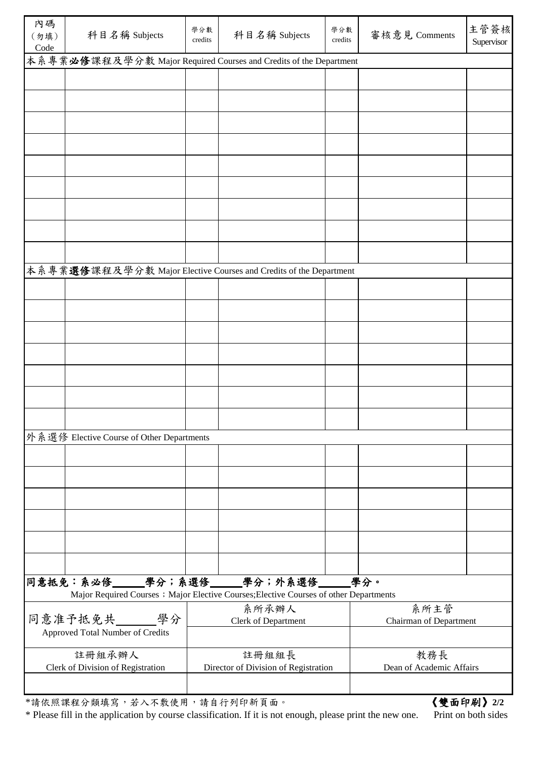| 內碼（勿填）Code | 科目名稱 Subjects | 學分數 credits | 科目名稱 Subjects | 學分數 credits | 審核意見 Comments | 主管簽核 Supervisor |
|---|---|---|---|---|---|---|
| 本系專業**必修**課程及學分數 Major Required Courses and Credits of the Department | | | | | | |
| | | | | | | |
| | | | | | | |
| | | | | | | |
| | | | | | | |
| | | | | | | |
| | | | | | | |
| | | | | | | |
| | | | | | | |
| | | | | | | |
| 本系專業**選修**課程及學分數 Major Elective Courses and Credits of the Department | | | | | | |
| | | | | | | |
| | | | | | | |
| | | | | | | |
| | | | | | | |
| | | | | | | |
| | | | | | | |
| | | | | | | |
| 外系選修 Elective Course of Other Departments | | | | | | |
| | | | | | | |
| | | | | | | |
| | | | | | | |
| | | | | | | |
| | | | | | | |
| | | | | | | |

**同意抵免：系必修\_\_\_\_\_\_學分；系選修\_\_\_\_\_\_學分；外系選修\_\_\_\_\_\_學分。**

Major Required Courses；Major Elective Courses;Elective Courses of other Departments

| | | |
|---|---|---|
| 同意准予抵免共\_\_\_\_\_\_\_學分 Approved Total Number of Credits | 系所承辦人 Clerk of Department | 系所主管 Chairman of Department |
| | | |
| 註冊組承辦人 Clerk of Division of Registration | 註冊組組長 Director of Division of Registration | 教務長 Dean of Academic Affairs |
| | | |

*請依照課程分類填寫，若不敷使用，請自行列印新頁面。

* Please fill in the application by course classification. If it is not enough, please print the new one.

**《雙面印刷》** Print on both sides